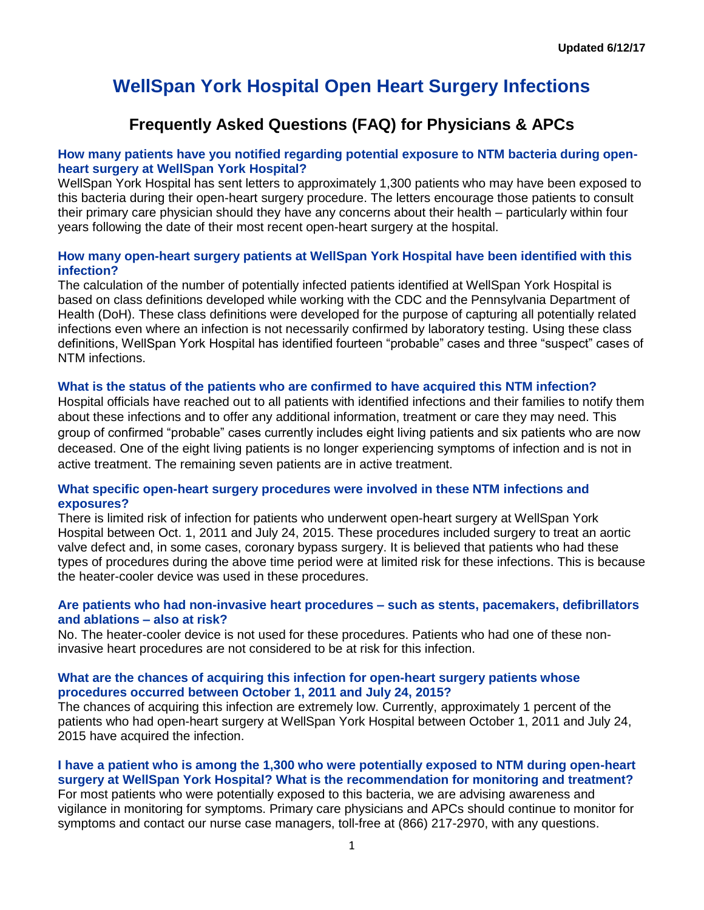Updated 6/12/17

# WellSpan York Hospital Open Heart Surgery Infections

## Frequently Asked Questions (FAQ) for Physicians & APCs

### How many patients have you notified regarding potential exposure to NTM bacteria during open-heart surgery at WellSpan York Hospital?

WellSpan York Hospital has sent letters to approximately 1,300 patients who may have been exposed to this bacteria during their open-heart surgery procedure. The letters encourage those patients to consult their primary care physician should they have any concerns about their health – particularly within four years following the date of their most recent open-heart surgery at the hospital.

### How many open-heart surgery patients at WellSpan York Hospital have been identified with this infection?

The calculation of the number of potentially infected patients identified at WellSpan York Hospital is based on class definitions developed while working with the CDC and the Pennsylvania Department of Health (DoH). These class definitions were developed for the purpose of capturing all potentially related infections even where an infection is not necessarily confirmed by laboratory testing. Using these class definitions, WellSpan York Hospital has identified fourteen "probable" cases and three "suspect" cases of NTM infections.

### What is the status of the patients who are confirmed to have acquired this NTM infection?

Hospital officials have reached out to all patients with identified infections and their families to notify them about these infections and to offer any additional information, treatment or care they may need. This group of confirmed "probable" cases currently includes eight living patients and six patients who are now deceased. One of the eight living patients is no longer experiencing symptoms of infection and is not in active treatment. The remaining seven patients are in active treatment.

### What specific open-heart surgery procedures were involved in these NTM infections and exposures?

There is limited risk of infection for patients who underwent open-heart surgery at WellSpan York Hospital between Oct. 1, 2011 and July 24, 2015. These procedures included surgery to treat an aortic valve defect and, in some cases, coronary bypass surgery. It is believed that patients who had these types of procedures during the above time period were at limited risk for these infections. This is because the heater-cooler device was used in these procedures.

### Are patients who had non-invasive heart procedures – such as stents, pacemakers, defibrillators and ablations – also at risk?

No. The heater-cooler device is not used for these procedures. Patients who had one of these non-invasive heart procedures are not considered to be at risk for this infection.

### What are the chances of acquiring this infection for open-heart surgery patients whose procedures occurred between October 1, 2011 and July 24, 2015?

The chances of acquiring this infection are extremely low. Currently, approximately 1 percent of the patients who had open-heart surgery at WellSpan York Hospital between October 1, 2011 and July 24, 2015 have acquired the infection.

### I have a patient who is among the 1,300 who were potentially exposed to NTM during open-heart surgery at WellSpan York Hospital? What is the recommendation for monitoring and treatment?

For most patients who were potentially exposed to this bacteria, we are advising awareness and vigilance in monitoring for symptoms. Primary care physicians and APCs should continue to monitor for symptoms and contact our nurse case managers, toll-free at (866) 217-2970, with any questions.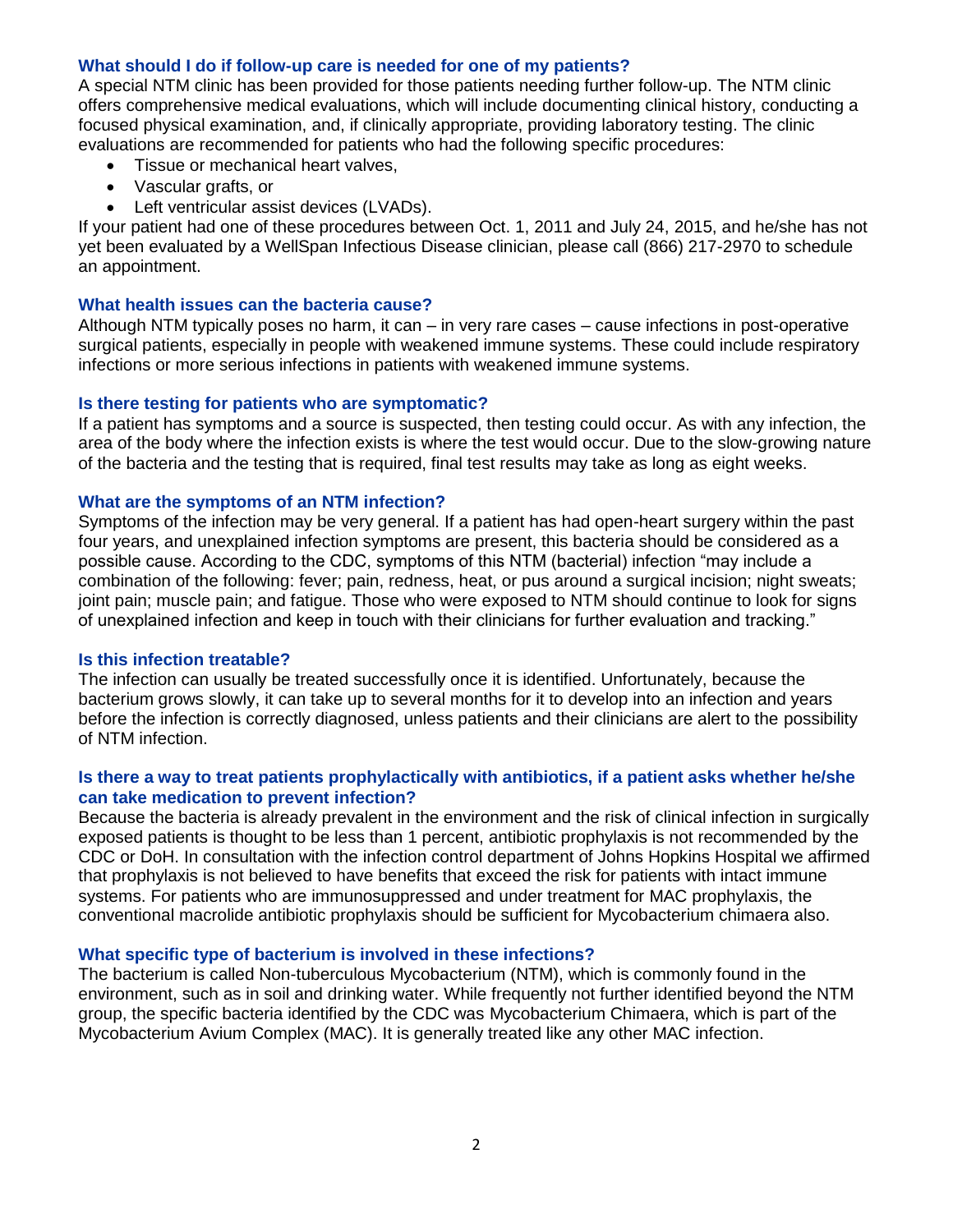### What should I do if follow-up care is needed for one of my patients?

A special NTM clinic has been provided for those patients needing further follow-up. The NTM clinic offers comprehensive medical evaluations, which will include documenting clinical history, conducting a focused physical examination, and, if clinically appropriate, providing laboratory testing. The clinic evaluations are recommended for patients who had the following specific procedures:

- Tissue or mechanical heart valves,
- Vascular grafts, or
- Left ventricular assist devices (LVADs).

If your patient had one of these procedures between Oct. 1, 2011 and July 24, 2015, and he/she has not yet been evaluated by a WellSpan Infectious Disease clinician, please call (866) 217-2970 to schedule an appointment.

### What health issues can the bacteria cause?

Although NTM typically poses no harm, it can – in very rare cases – cause infections in post-operative surgical patients, especially in people with weakened immune systems. These could include respiratory infections or more serious infections in patients with weakened immune systems.

### Is there testing for patients who are symptomatic?

If a patient has symptoms and a source is suspected, then testing could occur. As with any infection, the area of the body where the infection exists is where the test would occur. Due to the slow-growing nature of the bacteria and the testing that is required, final test results may take as long as eight weeks.

### What are the symptoms of an NTM infection?

Symptoms of the infection may be very general. If a patient has had open-heart surgery within the past four years, and unexplained infection symptoms are present, this bacteria should be considered as a possible cause. According to the CDC, symptoms of this NTM (bacterial) infection "may include a combination of the following: fever; pain, redness, heat, or pus around a surgical incision; night sweats; joint pain; muscle pain; and fatigue. Those who were exposed to NTM should continue to look for signs of unexplained infection and keep in touch with their clinicians for further evaluation and tracking."

### Is this infection treatable?

The infection can usually be treated successfully once it is identified. Unfortunately, because the bacterium grows slowly, it can take up to several months for it to develop into an infection and years before the infection is correctly diagnosed, unless patients and their clinicians are alert to the possibility of NTM infection.

### Is there a way to treat patients prophylactically with antibiotics, if a patient asks whether he/she can take medication to prevent infection?

Because the bacteria is already prevalent in the environment and the risk of clinical infection in surgically exposed patients is thought to be less than 1 percent, antibiotic prophylaxis is not recommended by the CDC or DoH. In consultation with the infection control department of Johns Hopkins Hospital we affirmed that prophylaxis is not believed to have benefits that exceed the risk for patients with intact immune systems. For patients who are immunosuppressed and under treatment for MAC prophylaxis, the conventional macrolide antibiotic prophylaxis should be sufficient for Mycobacterium chimaera also.

### What specific type of bacterium is involved in these infections?

The bacterium is called Non-tuberculous Mycobacterium (NTM), which is commonly found in the environment, such as in soil and drinking water. While frequently not further identified beyond the NTM group, the specific bacteria identified by the CDC was Mycobacterium Chimaera, which is part of the Mycobacterium Avium Complex (MAC). It is generally treated like any other MAC infection.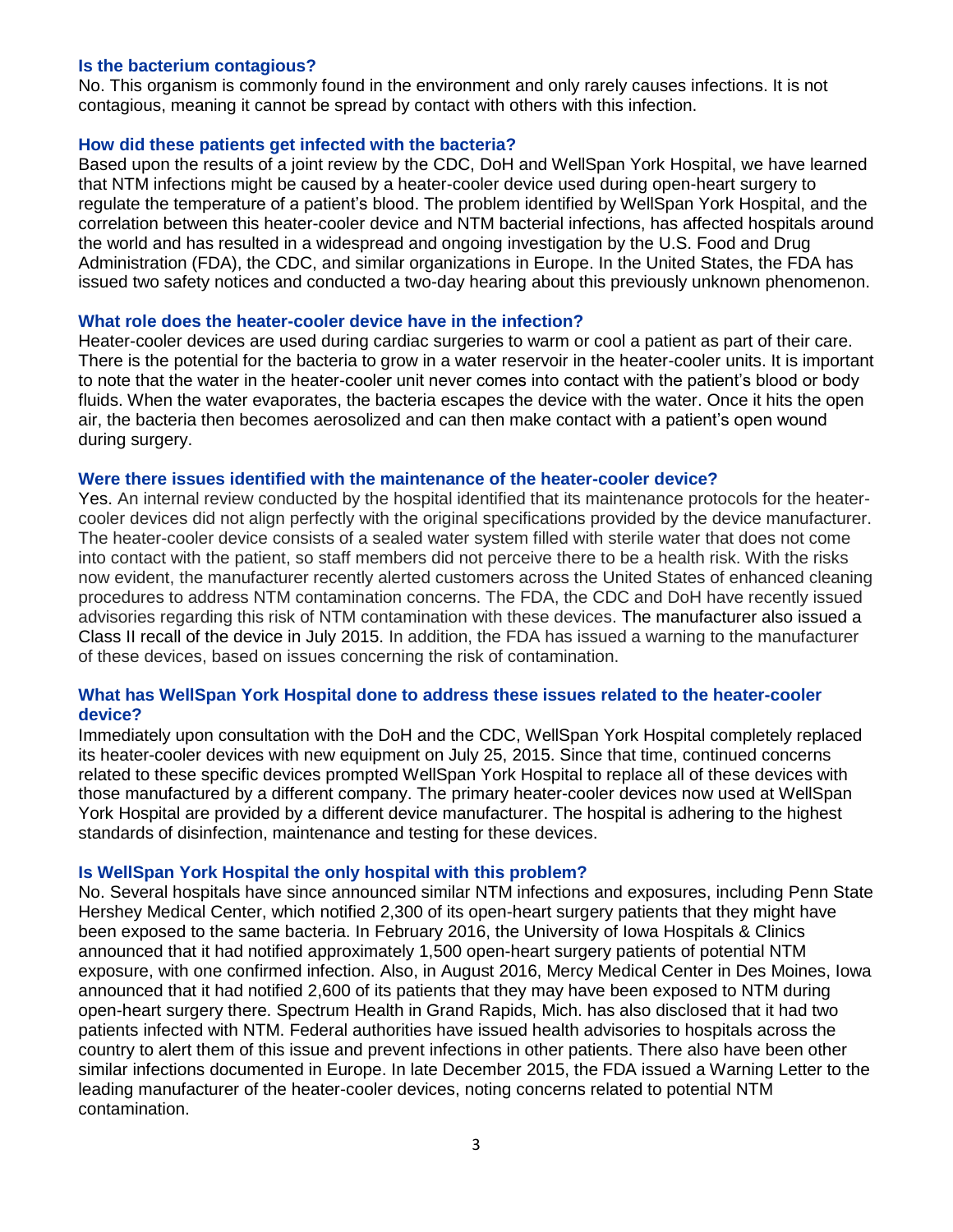### Is the bacterium contagious?

No. This organism is commonly found in the environment and only rarely causes infections. It is not contagious, meaning it cannot be spread by contact with others with this infection.

### How did these patients get infected with the bacteria?

Based upon the results of a joint review by the CDC, DoH and WellSpan York Hospital, we have learned that NTM infections might be caused by a heater-cooler device used during open-heart surgery to regulate the temperature of a patient's blood. The problem identified by WellSpan York Hospital, and the correlation between this heater-cooler device and NTM bacterial infections, has affected hospitals around the world and has resulted in a widespread and ongoing investigation by the U.S. Food and Drug Administration (FDA), the CDC, and similar organizations in Europe. In the United States, the FDA has issued two safety notices and conducted a two-day hearing about this previously unknown phenomenon.

### What role does the heater-cooler device have in the infection?

Heater-cooler devices are used during cardiac surgeries to warm or cool a patient as part of their care. There is the potential for the bacteria to grow in a water reservoir in the heater-cooler units. It is important to note that the water in the heater-cooler unit never comes into contact with the patient's blood or body fluids. When the water evaporates, the bacteria escapes the device with the water. Once it hits the open air, the bacteria then becomes aerosolized and can then make contact with a patient's open wound during surgery.

### Were there issues identified with the maintenance of the heater-cooler device?

Yes. An internal review conducted by the hospital identified that its maintenance protocols for the heater-cooler devices did not align perfectly with the original specifications provided by the device manufacturer. The heater-cooler device consists of a sealed water system filled with sterile water that does not come into contact with the patient, so staff members did not perceive there to be a health risk. With the risks now evident, the manufacturer recently alerted customers across the United States of enhanced cleaning procedures to address NTM contamination concerns. The FDA, the CDC and DoH have recently issued advisories regarding this risk of NTM contamination with these devices. The manufacturer also issued a Class II recall of the device in July 2015. In addition, the FDA has issued a warning to the manufacturer of these devices, based on issues concerning the risk of contamination.

### What has WellSpan York Hospital done to address these issues related to the heater-cooler device?

Immediately upon consultation with the DoH and the CDC, WellSpan York Hospital completely replaced its heater-cooler devices with new equipment on July 25, 2015. Since that time, continued concerns related to these specific devices prompted WellSpan York Hospital to replace all of these devices with those manufactured by a different company. The primary heater-cooler devices now used at WellSpan York Hospital are provided by a different device manufacturer. The hospital is adhering to the highest standards of disinfection, maintenance and testing for these devices.

### Is WellSpan York Hospital the only hospital with this problem?

No. Several hospitals have since announced similar NTM infections and exposures, including Penn State Hershey Medical Center, which notified 2,300 of its open-heart surgery patients that they might have been exposed to the same bacteria. In February 2016, the University of Iowa Hospitals & Clinics announced that it had notified approximately 1,500 open-heart surgery patients of potential NTM exposure, with one confirmed infection. Also, in August 2016, Mercy Medical Center in Des Moines, Iowa announced that it had notified 2,600 of its patients that they may have been exposed to NTM during open-heart surgery there. Spectrum Health in Grand Rapids, Mich. has also disclosed that it had two patients infected with NTM. Federal authorities have issued health advisories to hospitals across the country to alert them of this issue and prevent infections in other patients. There also have been other similar infections documented in Europe. In late December 2015, the FDA issued a Warning Letter to the leading manufacturer of the heater-cooler devices, noting concerns related to potential NTM contamination.